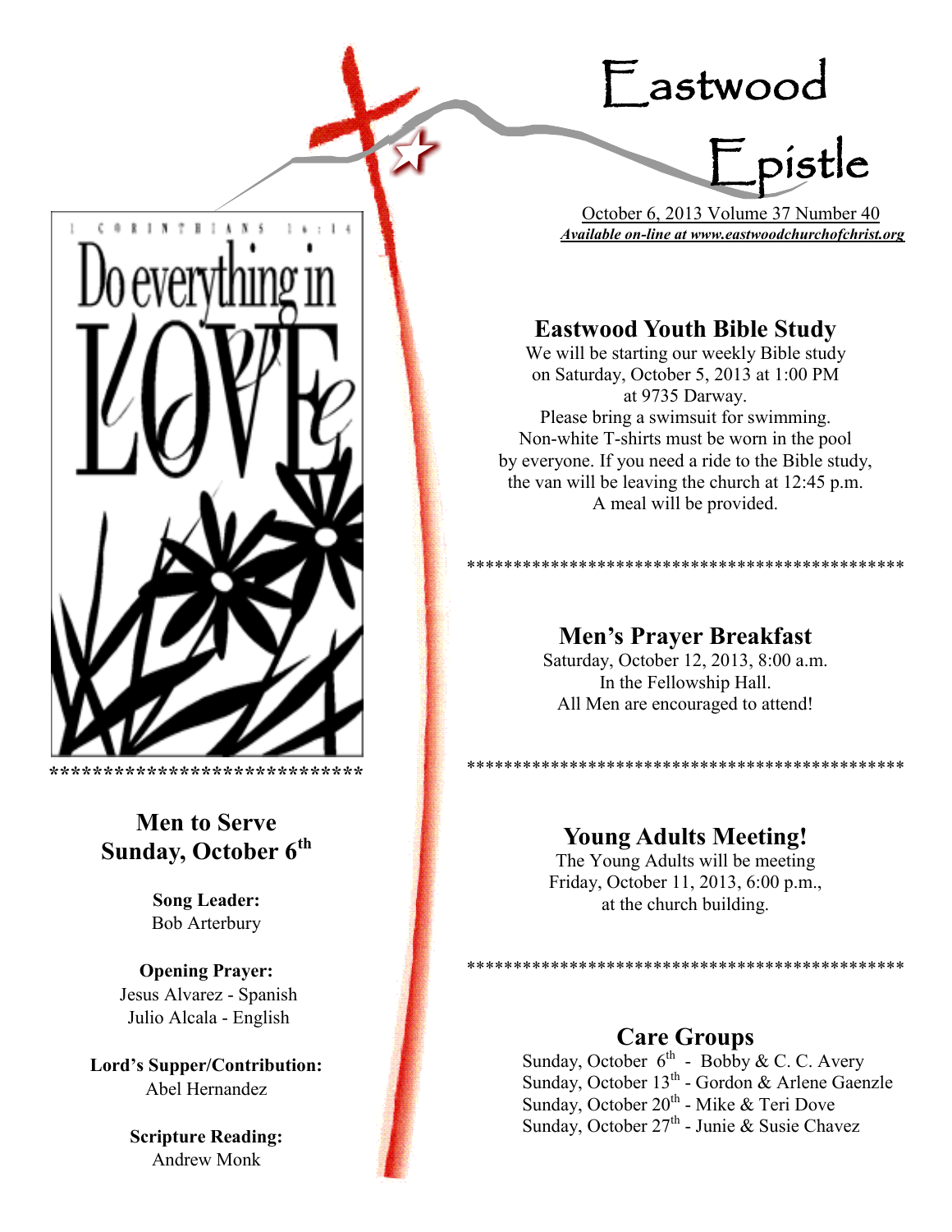# Eastwood Epistle

October 6, 2013 Volume 37 Number 40

***Available on-line at www.eastwoodchurchofchrist.org***

1 CORINTHIANS 16:14

Do everything in LOVE

****************************

## Men to Serve Sunday, October 6th

**Song Leader:**
Bob Arterbury

**Opening Prayer:**
Jesus Alvarez - Spanish
Julio Alcala - English

**Lord's Supper/Contribution:**
Abel Hernandez

**Scripture Reading:**
Andrew Monk

## Eastwood Youth Bible Study

We will be starting our weekly Bible study on Saturday, October 5, 2013 at 1:00 PM at 9735 Darway.
Please bring a swimsuit for swimming. Non-white T-shirts must be worn in the pool by everyone. If you need a ride to the Bible study, the van will be leaving the church at 12:45 p.m. A meal will be provided.

**********************************************

## Men's Prayer Breakfast

Saturday, October 12, 2013, 8:00 a.m.
In the Fellowship Hall.
All Men are encouraged to attend!

**********************************************

## Young Adults Meeting!

The Young Adults will be meeting Friday, October 11, 2013, 6:00 p.m., at the church building.

**********************************************

## Care Groups

Sunday, October 6th - Bobby & C. C. Avery
Sunday, October 13th - Gordon & Arlene Gaenzle
Sunday, October 20th - Mike & Teri Dove
Sunday, October 27th - Junie & Susie Chavez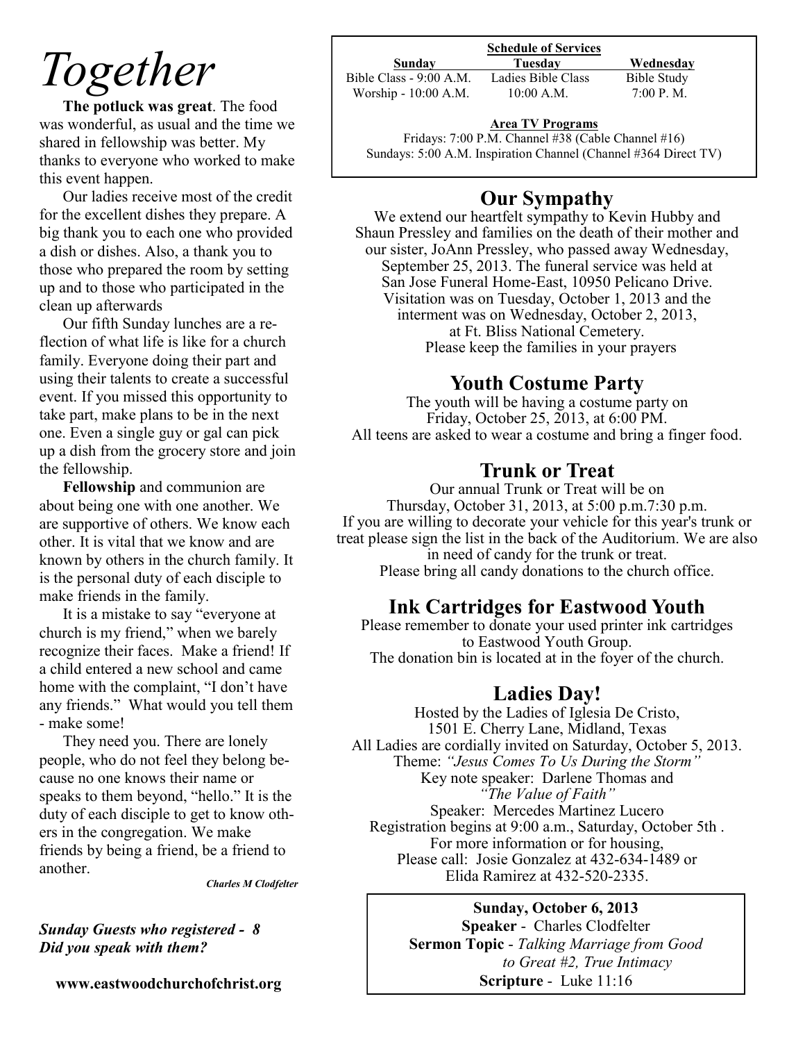# *Together*

**The potluck was great**. The food was wonderful, as usual and the time we shared in fellowship was better. My thanks to everyone who worked to make this event happen.

Our ladies receive most of the credit for the excellent dishes they prepare. A big thank you to each one who provided a dish or dishes. Also, a thank you to those who prepared the room by setting up and to those who participated in the clean up afterwards

Our fifth Sunday lunches are a reflection of what life is like for a church family. Everyone doing their part and using their talents to create a successful event. If you missed this opportunity to take part, make plans to be in the next one. Even a single guy or gal can pick up a dish from the grocery store and join the fellowship.

**Fellowship** and communion are about being one with one another. We are supportive of others. We know each other. It is vital that we know and are known by others in the church family. It is the personal duty of each disciple to make friends in the family.

It is a mistake to say "everyone at church is my friend," when we barely recognize their faces. Make a friend! If a child entered a new school and came home with the complaint, "I don't have any friends." What would you tell them - make some!

They need you. There are lonely people, who do not feel they belong because no one knows their name or speaks to them beyond, "hello." It is the duty of each disciple to get to know others in the congregation. We make friends by being a friend, be a friend to another.

***Charles M Clodfelter***

***Sunday Guests who registered - 8***
***Did you speak with them?***

**www.eastwoodchurchofchrist.org**

**Schedule of Services**

| Sunday | Tuesday | Wednesday |
|---|---|---|
| Bible Class - 9:00 A.M. | Ladies Bible Class | Bible Study |
| Worship - 10:00 A.M. | 10:00 A.M. | 7:00 P. M. |

**Area TV Programs**

Fridays: 7:00 P.M. Channel #38 (Cable Channel #16)
Sundays: 5:00 A.M. Inspiration Channel (Channel #364 Direct TV)

## Our Sympathy

We extend our heartfelt sympathy to Kevin Hubby and Shaun Pressley and families on the death of their mother and our sister, JoAnn Pressley, who passed away Wednesday, September 25, 2013. The funeral service was held at San Jose Funeral Home-East, 10950 Pelicano Drive. Visitation was on Tuesday, October 1, 2013 and the interment was on Wednesday, October 2, 2013, at Ft. Bliss National Cemetery. Please keep the families in your prayers

## Youth Costume Party

The youth will be having a costume party on Friday, October 25, 2013, at 6:00 PM. All teens are asked to wear a costume and bring a finger food.

## Trunk or Treat

Our annual Trunk or Treat will be on Thursday, October 31, 2013, at 5:00 p.m.7:30 p.m. If you are willing to decorate your vehicle for this year's trunk or treat please sign the list in the back of the Auditorium. We are also in need of candy for the trunk or treat. Please bring all candy donations to the church office.

## Ink Cartridges for Eastwood Youth

Please remember to donate your used printer ink cartridges to Eastwood Youth Group. The donation bin is located at in the foyer of the church.

## Ladies Day!

Hosted by the Ladies of Iglesia De Cristo,
1501 E. Cherry Lane, Midland, Texas
All Ladies are cordially invited on Saturday, October 5, 2013.
Theme: *"Jesus Comes To Us During the Storm"*
Key note speaker: Darlene Thomas and
*"The Value of Faith"*
Speaker: Mercedes Martinez Lucero
Registration begins at 9:00 a.m., Saturday, October 5th .
For more information or for housing,
Please call: Josie Gonzalez at 432-634-1489 or
Elida Ramirez at 432-520-2335.

**Sunday, October 6, 2013**
**Speaker** - Charles Clodfelter
**Sermon Topic** - *Talking Marriage from Good to Great #2, True Intimacy*
**Scripture** - Luke 11:16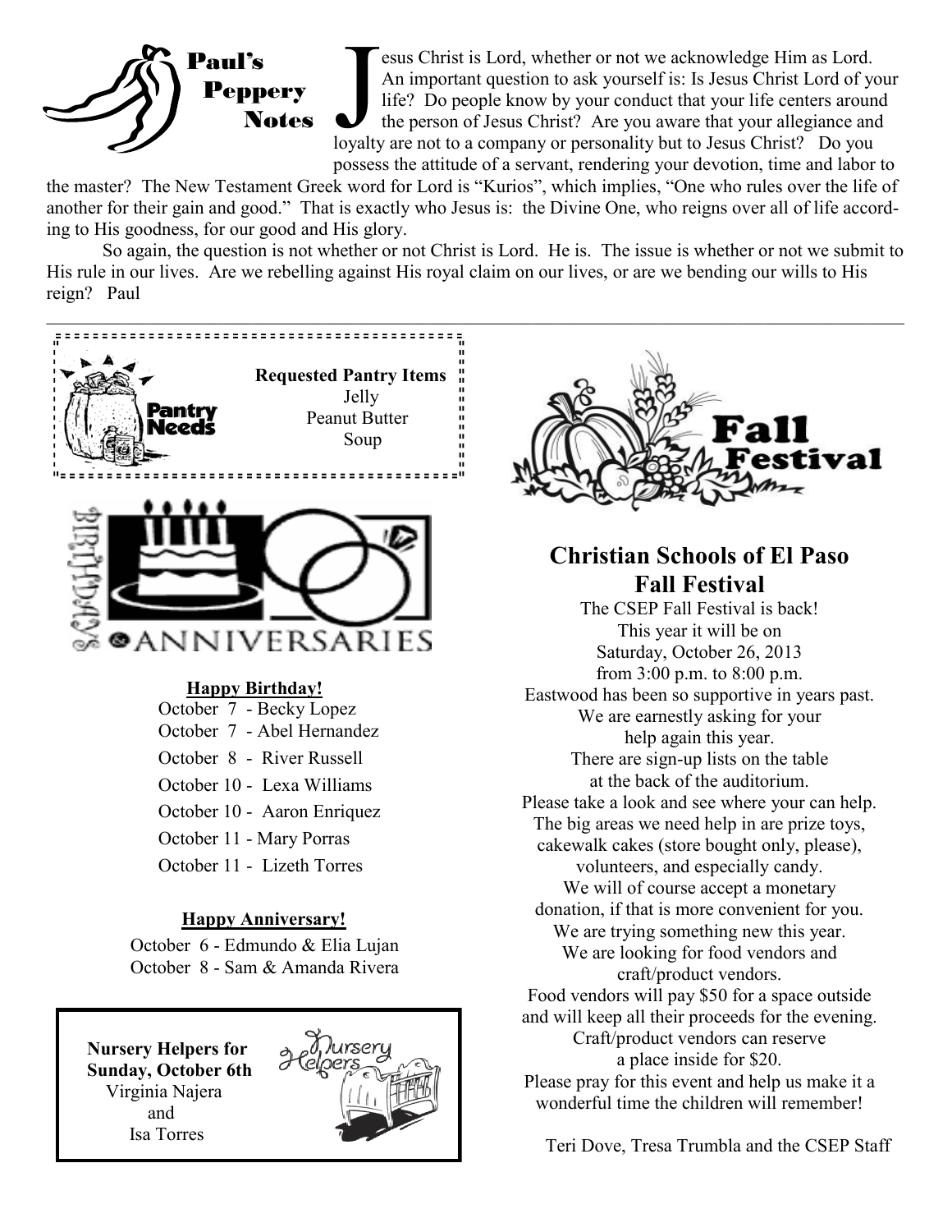## Paul's Peppery Notes

Jesus Christ is Lord, whether or not we acknowledge Him as Lord. An important question to ask yourself is: Is Jesus Christ Lord of your life? Do people know by your conduct that your life centers around the person of Jesus Christ? Are you aware that your allegiance and loyalty are not to a company or personality but to Jesus Christ? Do you possess the attitude of a servant, rendering your devotion, time and labor to the master? The New Testament Greek word for Lord is "Kurios", which implies, "One who rules over the life of another for their gain and good." That is exactly who Jesus is: the Divine One, who reigns over all of life according to His goodness, for our good and His glory.

So again, the question is not whether or not Christ is Lord. He is. The issue is whether or not we submit to His rule in our lives. Are we rebelling against His royal claim on our lives, or are we bending our wills to His reign? Paul

---

### Pantry Needs

**Requested Pantry Items**

Jelly
Peanut Butter
Soup

### Birthdays & Anniversaries

**Happy Birthday!**

October 7 - Becky Lopez
October 7 - Abel Hernandez
October 8 - River Russell
October 10 - Lexa Williams
October 10 - Aaron Enriquez
October 11 - Mary Porras
October 11 - Lizeth Torres

**Happy Anniversary!**

October 6 - Edmundo & Elia Lujan
October 8 - Sam & Amanda Rivera

### Nursery Helpers

**Nursery Helpers for Sunday, October 6th**

Virginia Najera
and
Isa Torres

### Fall Festival

## Christian Schools of El Paso Fall Festival

The CSEP Fall Festival is back!
This year it will be on
Saturday, October 26, 2013
from 3:00 p.m. to 8:00 p.m.
Eastwood has been so supportive in years past.
We are earnestly asking for your
help again this year.
There are sign-up lists on the table
at the back of the auditorium.
Please take a look and see where your can help.
The big areas we need help in are prize toys,
cakewalk cakes (store bought only, please),
volunteers, and especially candy.
We will of course accept a monetary
donation, if that is more convenient for you.
We are trying something new this year.
We are looking for food vendors and
craft/product vendors.
Food vendors will pay $50 for a space outside
and will keep all their proceeds for the evening.
Craft/product vendors can reserve
a place inside for $20.
Please pray for this event and help us make it a
wonderful time the children will remember!

Teri Dove, Tresa Trumbla and the CSEP Staff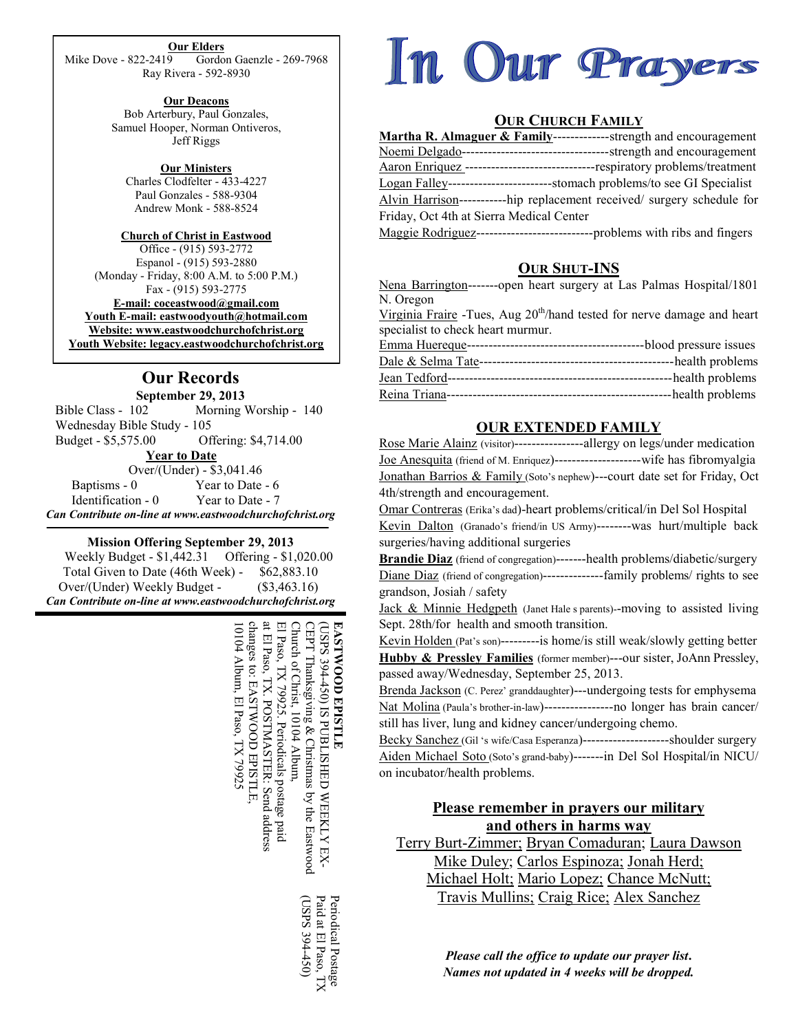**Our Elders**

Mike Dove - 822-2419 Gordon Gaenzle - 269-7968
Ray Rivera - 592-8930

**Our Deacons**

Bob Arterbury, Paul Gonzales,
Samuel Hooper, Norman Ontiveros,
Jeff Riggs

**Our Ministers**

Charles Clodfelter - 433-4227
Paul Gonzales - 588-9304
Andrew Monk - 588-8524

**Church of Christ in Eastwood**

Office - (915) 593-2772
Espanol - (915) 593-2880
(Monday - Friday, 8:00 A.M. to 5:00 P.M.)
Fax - (915) 593-2775
**E-mail: coceastwood@gmail.com**
**Youth E-mail: eastwoodyouth@hotmail.com**
**Website: www.eastwoodchurchofchrist.org**
**Youth Website: legacy.eastwoodchurchofchrist.org**

## Our Records

**September 29, 2013**

Bible Class - 102 Morning Worship - 140
Wednesday Bible Study - 105
Budget - $5,575.00 Offering: $4,714.00

**Year to Date**

Over/(Under) - $3,041.46
Baptisms - 0 Year to Date - 6
Identification - 0 Year to Date - 7
***Can Contribute on-line at www.eastwoodchurchofchrist.org***

**Mission Offering September 29, 2013**

Weekly Budget - $1,442.31 Offering - $1,020.00
Total Given to Date (46th Week) - $62,883.10
Over/(Under) Weekly Budget - ($3,463.16)
***Can Contribute on-line at www.eastwoodchurchofchrist.org***

**EASTWOOD EPISTLE** (USPS 394-450) IS PUBLISHED WEEKLY EXCEPT Thanksgiving & Christmas by the Eastwood Church of Christ, 10104 Album, El Paso, TX 79925. Periodicals postage paid at El Paso, TX. POSTMASTER: Send address changes to: EASTWOOD EPISTLE, 10104 Album, El Paso, TX 79925

Periodical Postage Paid at El Paso, TX (USPS 394-450)

# In Our Prayers

## Our Church Family

**Martha R. Almaguer & Family**-------------strength and encouragement
Noemi Delgado----------------------------------strength and encouragement
Aaron Enriquez ------------------------------respiratory problems/treatment
Logan Falley------------------------stomach problems/to see GI Specialist
Alvin Harrison-----------hip replacement received/ surgery schedule for Friday, Oct 4th at Sierra Medical Center
Maggie Rodriguez---------------------------problems with ribs and fingers

## Our Shut-Ins

Nena Barrington-------open heart surgery at Las Palmas Hospital/1801 N. Oregon
Virginia Fraire -Tues, Aug 20th/hand tested for nerve damage and heart specialist to check heart murmur.
Emma Huereque-----------------------------------------blood pressure issues
Dale & Selma Tate--------------------------------------------health problems
Jean Tedford---------------------------------------------------health problems
Reina Triana---------------------------------------------------health problems

## OUR EXTENDED FAMILY

Rose Marie Alainz (visitor)----------------allergy on legs/under medication
Joe Anesquita (friend of M. Enriquez)--------------------wife has fibromyalgia
Jonathan Barrios & Family (Soto's nephew)---court date set for Friday, Oct 4th/strength and encouragement.
Omar Contreras (Erika's dad)-heart problems/critical/in Del Sol Hospital
Kevin Dalton (Granado's friend/in US Army)--------was hurt/multiple back surgeries/having additional surgeries
**Brandie Diaz** (friend of congregation)-------health problems/diabetic/surgery
Diane Diaz (friend of congregation)--------------family problems/ rights to see grandson, Josiah / safety
Jack & Minnie Hedgpeth (Janet Hale s parents)--moving to assisted living Sept. 28th/for health and smooth transition.
Kevin Holden (Pat's son)---------is home/is still weak/slowly getting better
**Hubby & Pressley Families** (former member)---our sister, JoAnn Pressley, passed away/Wednesday, September 25, 2013.
Brenda Jackson (C. Perez' granddaughter)---undergoing tests for emphysema
Nat Molina (Paula's brother-in-law)----------------no longer has brain cancer/ still has liver, lung and kidney cancer/undergoing chemo.
Becky Sanchez (Gil 's wife/Casa Esperanza)--------------------shoulder surgery
Aiden Michael Soto (Soto's grand-baby)-------in Del Sol Hospital/in NICU/ on incubator/health problems.

**Please remember in prayers our military and others in harms way**

Terry Burt-Zimmer; Bryan Comaduran; Laura Dawson
Mike Duley; Carlos Espinoza; Jonah Herd;
Michael Holt; Mario Lopez; Chance McNutt;
Travis Mullins; Craig Rice; Alex Sanchez

***Please call the office to update our prayer list.***
***Names not updated in 4 weeks will be dropped.***